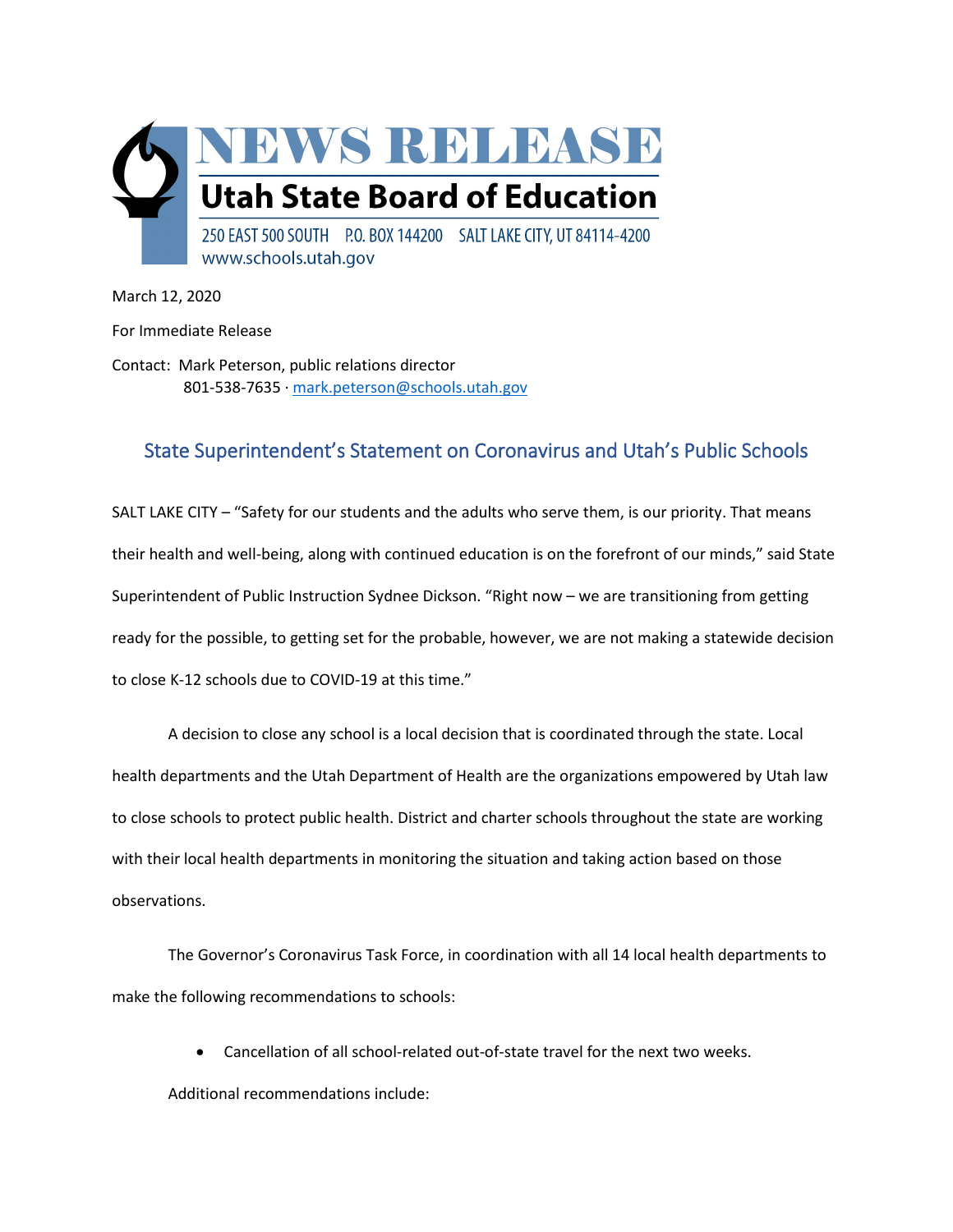# NEWS RELEASE

## Utah State Board of Education

250 EAST 500 SOUTH P.O. BOX 144200 SALT LAKE CITY, UT 84114-4200
www.schools.utah.gov

March 12, 2020

For Immediate Release

Contact: Mark Peterson, public relations director
801-538-7635 · mark.peterson@schools.utah.gov

## State Superintendent's Statement on Coronavirus and Utah's Public Schools

SALT LAKE CITY – "Safety for our students and the adults who serve them, is our priority. That means their health and well-being, along with continued education is on the forefront of our minds," said State Superintendent of Public Instruction Sydnee Dickson. "Right now – we are transitioning from getting ready for the possible, to getting set for the probable, however, we are not making a statewide decision to close K-12 schools due to COVID-19 at this time."

A decision to close any school is a local decision that is coordinated through the state. Local health departments and the Utah Department of Health are the organizations empowered by Utah law to close schools to protect public health. District and charter schools throughout the state are working with their local health departments in monitoring the situation and taking action based on those observations.

The Governor's Coronavirus Task Force, in coordination with all 14 local health departments to make the following recommendations to schools:

- Cancellation of all school-related out-of-state travel for the next two weeks.

Additional recommendations include: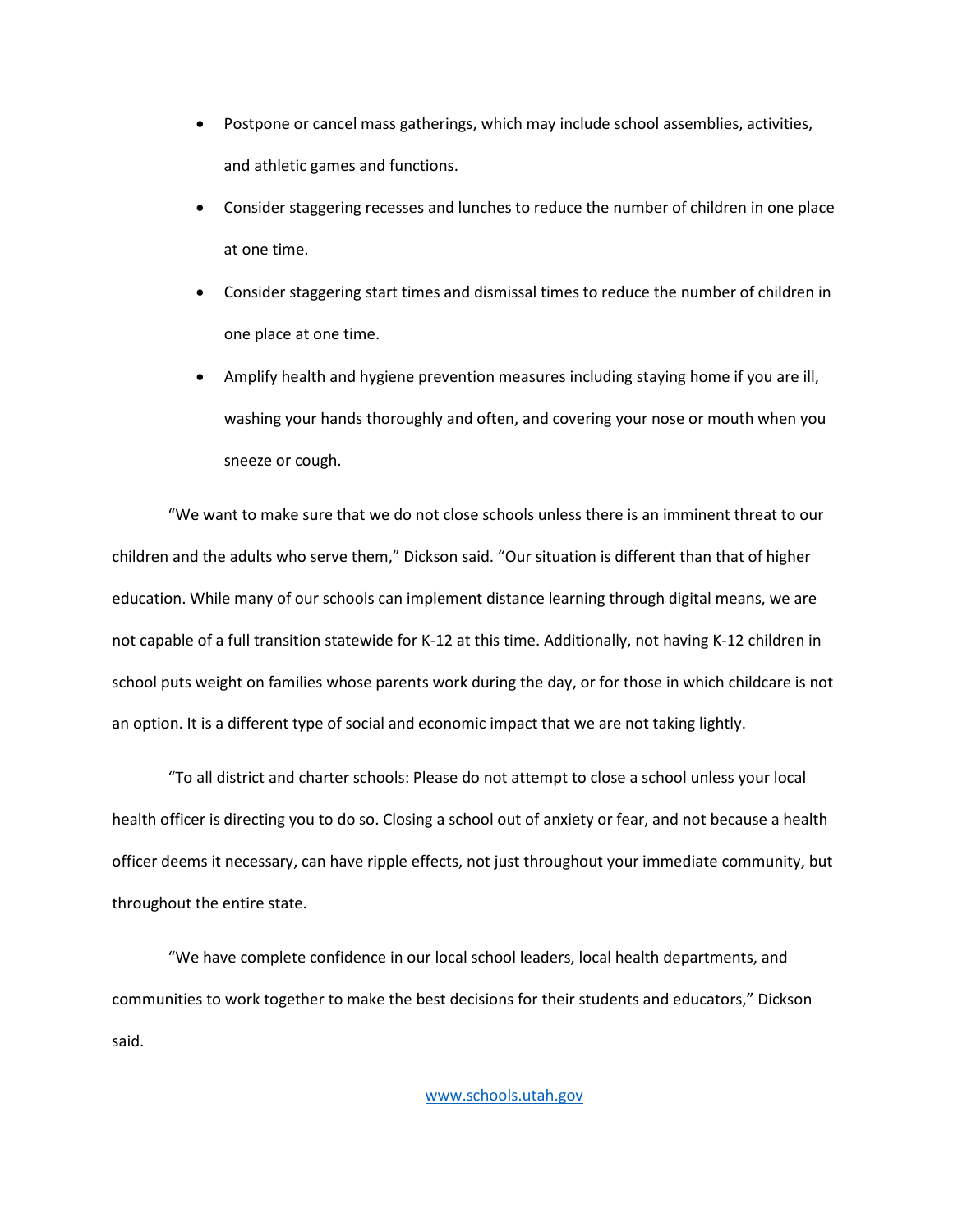- Postpone or cancel mass gatherings, which may include school assemblies, activities, and athletic games and functions.
- Consider staggering recesses and lunches to reduce the number of children in one place at one time.
- Consider staggering start times and dismissal times to reduce the number of children in one place at one time.
- Amplify health and hygiene prevention measures including staying home if you are ill, washing your hands thoroughly and often, and covering your nose or mouth when you sneeze or cough.

"We want to make sure that we do not close schools unless there is an imminent threat to our children and the adults who serve them," Dickson said. "Our situation is different than that of higher education. While many of our schools can implement distance learning through digital means, we are not capable of a full transition statewide for K-12 at this time. Additionally, not having K-12 children in school puts weight on families whose parents work during the day, or for those in which childcare is not an option. It is a different type of social and economic impact that we are not taking lightly.

"To all district and charter schools: Please do not attempt to close a school unless your local health officer is directing you to do so. Closing a school out of anxiety or fear, and not because a health officer deems it necessary, can have ripple effects, not just throughout your immediate community, but throughout the entire state.

"We have complete confidence in our local school leaders, local health departments, and communities to work together to make the best decisions for their students and educators," Dickson said.

[www.schools.utah.gov](http://www.schools.utah.gov)